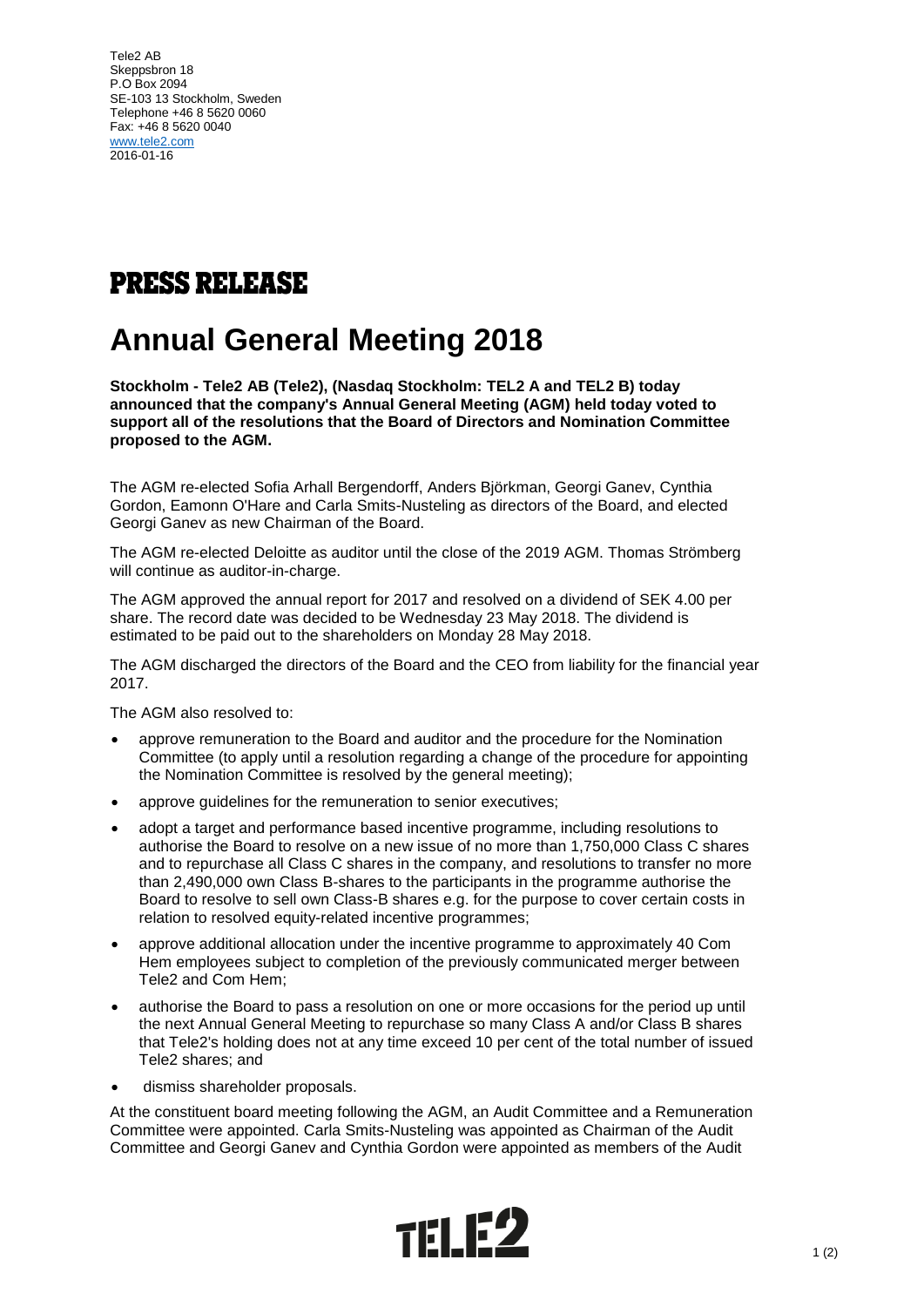Tele2 AB
Skeppsbron 18
P.O Box 2094
SE-103 13 Stockholm, Sweden
Telephone +46 8 5620 0060
Fax: +46 8 5620 0040
www.tele2.com
2016-01-16

# PRESS RELEASE

# Annual General Meeting 2018

**Stockholm - Tele2 AB (Tele2), (Nasdaq Stockholm: TEL2 A and TEL2 B) today announced that the company's Annual General Meeting (AGM) held today voted to support all of the resolutions that the Board of Directors and Nomination Committee proposed to the AGM.**

The AGM re-elected Sofia Arhall Bergendorff, Anders Björkman, Georgi Ganev, Cynthia Gordon, Eamonn O'Hare and Carla Smits-Nusteling as directors of the Board, and elected Georgi Ganev as new Chairman of the Board.

The AGM re-elected Deloitte as auditor until the close of the 2019 AGM. Thomas Strömberg will continue as auditor-in-charge.

The AGM approved the annual report for 2017 and resolved on a dividend of SEK 4.00 per share. The record date was decided to be Wednesday 23 May 2018. The dividend is estimated to be paid out to the shareholders on Monday 28 May 2018.

The AGM discharged the directors of the Board and the CEO from liability for the financial year 2017.

The AGM also resolved to:

- approve remuneration to the Board and auditor and the procedure for the Nomination Committee (to apply until a resolution regarding a change of the procedure for appointing the Nomination Committee is resolved by the general meeting);
- approve guidelines for the remuneration to senior executives;
- adopt a target and performance based incentive programme, including resolutions to authorise the Board to resolve on a new issue of no more than 1,750,000 Class C shares and to repurchase all Class C shares in the company, and resolutions to transfer no more than 2,490,000 own Class B-shares to the participants in the programme authorise the Board to resolve to sell own Class-B shares e.g. for the purpose to cover certain costs in relation to resolved equity-related incentive programmes;
- approve additional allocation under the incentive programme to approximately 40 Com Hem employees subject to completion of the previously communicated merger between Tele2 and Com Hem;
- authorise the Board to pass a resolution on one or more occasions for the period up until the next Annual General Meeting to repurchase so many Class A and/or Class B shares that Tele2's holding does not at any time exceed 10 per cent of the total number of issued Tele2 shares; and
- dismiss shareholder proposals.

At the constituent board meeting following the AGM, an Audit Committee and a Remuneration Committee were appointed. Carla Smits-Nusteling was appointed as Chairman of the Audit Committee and Georgi Ganev and Cynthia Gordon were appointed as members of the Audit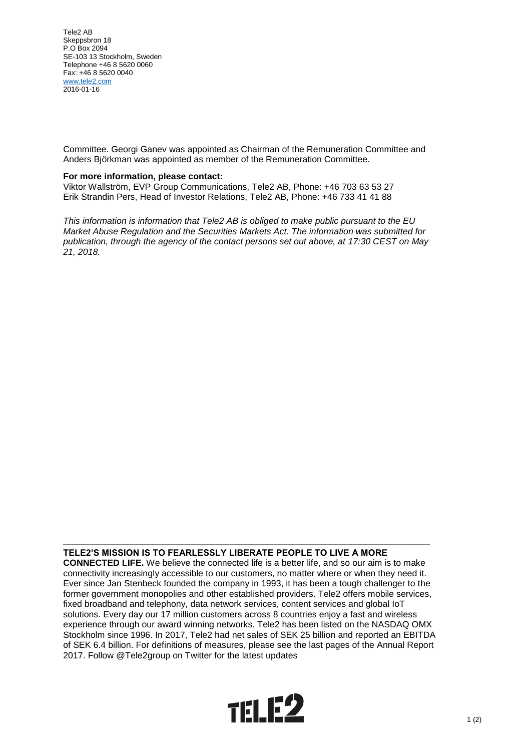Tele2 AB
Skeppsbron 18
P.O Box 2094
SE-103 13 Stockholm, Sweden
Telephone +46 8 5620 0060
Fax: +46 8 5620 0040
www.tele2.com
2016-01-16

Committee. Georgi Ganev was appointed as Chairman of the Remuneration Committee and Anders Björkman was appointed as member of the Remuneration Committee.

**For more information, please contact:**
Viktor Wallström, EVP Group Communications, Tele2 AB, Phone: +46 703 63 53 27
Erik Strandin Pers, Head of Investor Relations, Tele2 AB, Phone: +46 733 41 41 88

*This information is information that Tele2 AB is obliged to make public pursuant to the EU Market Abuse Regulation and the Securities Markets Act. The information was submitted for publication, through the agency of the contact persons set out above, at 17:30 CEST on May 21, 2018.*

---

**TELE2'S MISSION IS TO FEARLESSLY LIBERATE PEOPLE TO LIVE A MORE CONNECTED LIFE.** We believe the connected life is a better life, and so our aim is to make connectivity increasingly accessible to our customers, no matter where or when they need it. Ever since Jan Stenbeck founded the company in 1993, it has been a tough challenger to the former government monopolies and other established providers. Tele2 offers mobile services, fixed broadband and telephony, data network services, content services and global IoT solutions. Every day our 17 million customers across 8 countries enjoy a fast and wireless experience through our award winning networks. Tele2 has been listed on the NASDAQ OMX Stockholm since 1996. In 2017, Tele2 had net sales of SEK 25 billion and reported an EBITDA of SEK 6.4 billion. For definitions of measures, please see the last pages of the Annual Report 2017. Follow @Tele2group on Twitter for the latest updates

TELE2